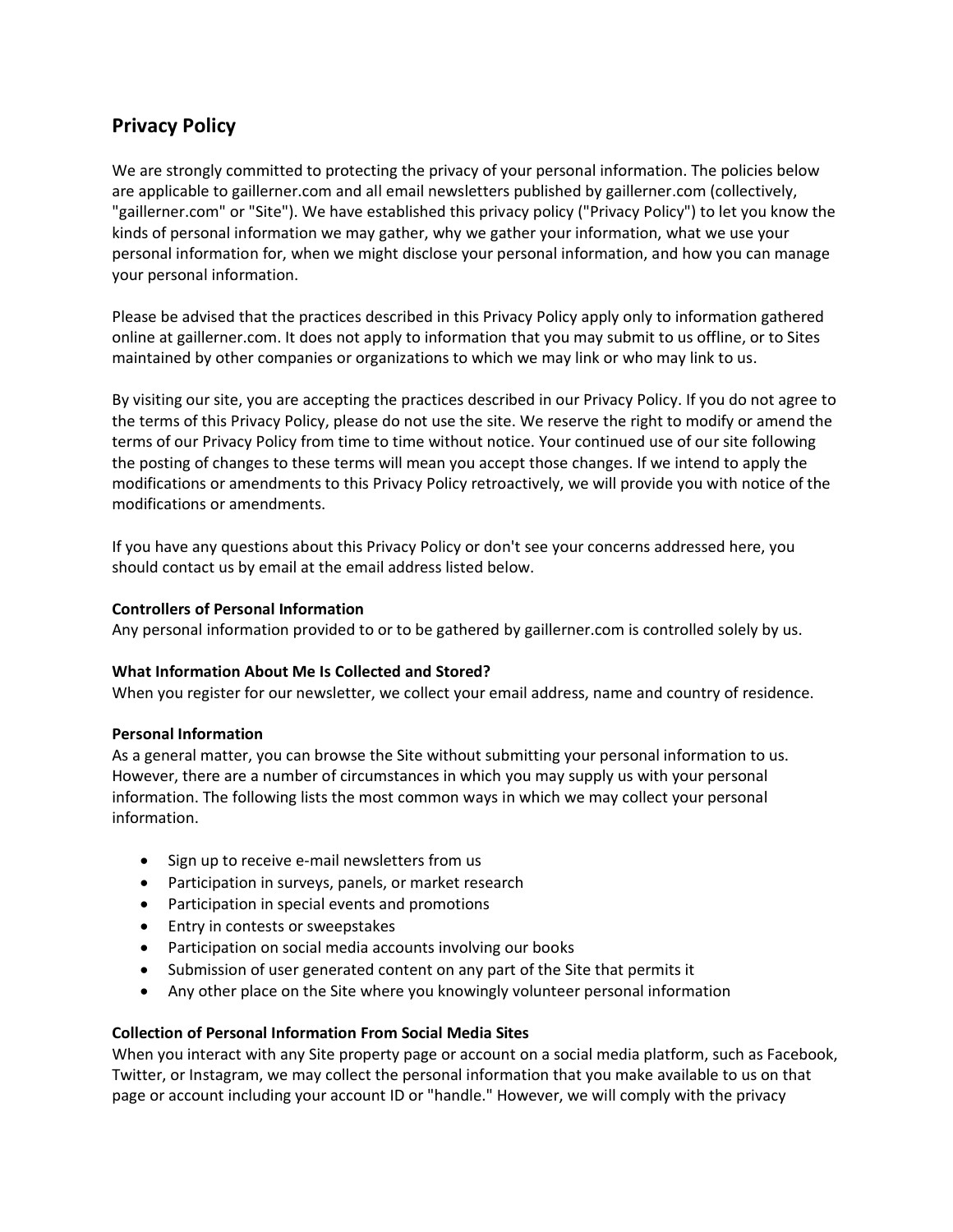# Privacy Policy

We are strongly committed to protecting the privacy of your personal information. The policies below are applicable to gaillerner.com and all email newsletters published by gaillerner.com (collectively, "gaillerner.com" or "Site"). We have established this privacy policy ("Privacy Policy") to let you know the kinds of personal information we may gather, why we gather your information, what we use your personal information for, when we might disclose your personal information, and how you can manage your personal information.

Please be advised that the practices described in this Privacy Policy apply only to information gathered online at gaillerner.com. It does not apply to information that you may submit to us offline, or to Sites maintained by other companies or organizations to which we may link or who may link to us.

By visiting our site, you are accepting the practices described in our Privacy Policy. If you do not agree to the terms of this Privacy Policy, please do not use the site. We reserve the right to modify or amend the terms of our Privacy Policy from time to time without notice. Your continued use of our site following the posting of changes to these terms will mean you accept those changes. If we intend to apply the modifications or amendments to this Privacy Policy retroactively, we will provide you with notice of the modifications or amendments.

If you have any questions about this Privacy Policy or don't see your concerns addressed here, you should contact us by email at the email address listed below.

**Controllers of Personal Information**
Any personal information provided to or to be gathered by gaillerner.com is controlled solely by us.

**What Information About Me Is Collected and Stored?**
When you register for our newsletter, we collect your email address, name and country of residence.

**Personal Information**
As a general matter, you can browse the Site without submitting your personal information to us. However, there are a number of circumstances in which you may supply us with your personal information. The following lists the most common ways in which we may collect your personal information.

- Sign up to receive e-mail newsletters from us
- Participation in surveys, panels, or market research
- Participation in special events and promotions
- Entry in contests or sweepstakes
- Participation on social media accounts involving our books
- Submission of user generated content on any part of the Site that permits it
- Any other place on the Site where you knowingly volunteer personal information

**Collection of Personal Information From Social Media Sites**
When you interact with any Site property page or account on a social media platform, such as Facebook, Twitter, or Instagram, we may collect the personal information that you make available to us on that page or account including your account ID or "handle." However, we will comply with the privacy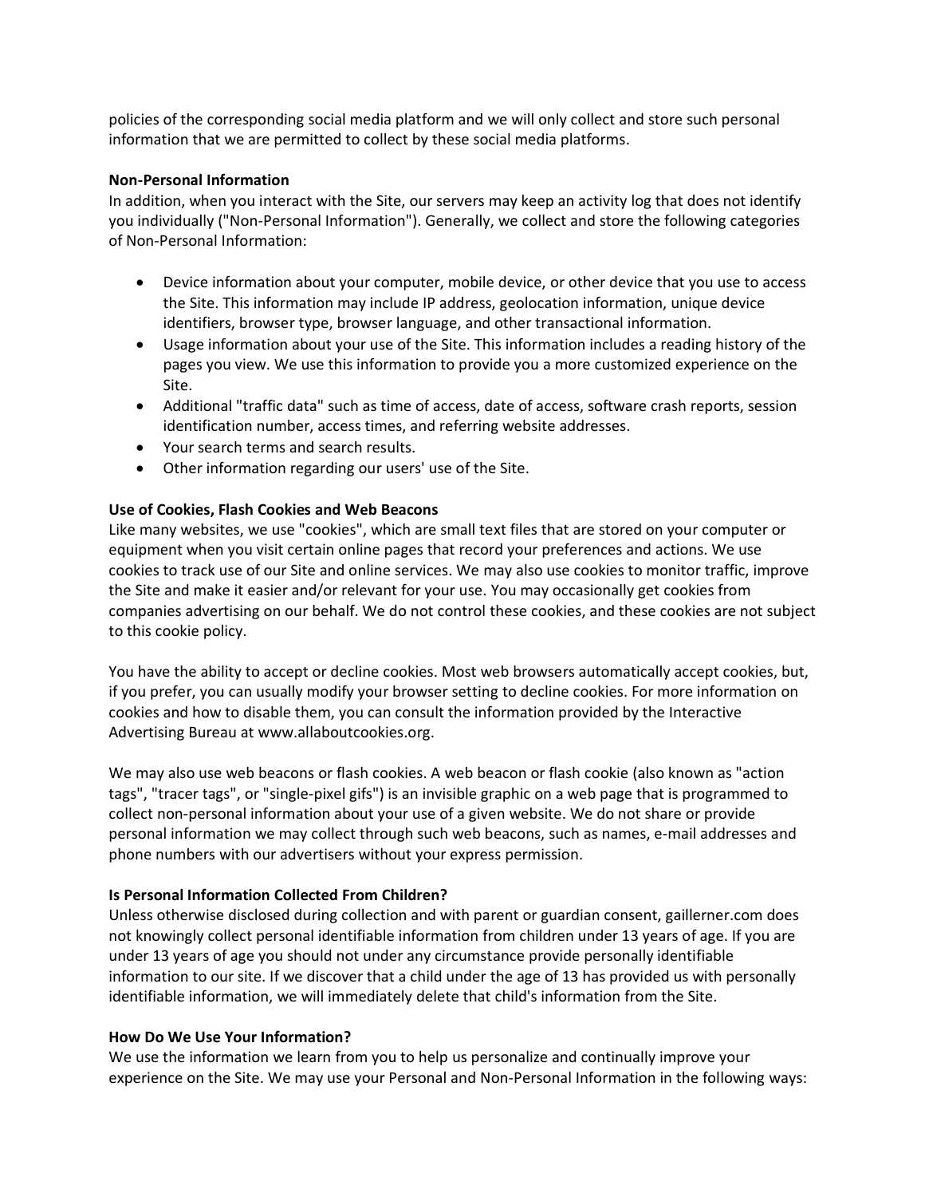policies of the corresponding social media platform and we will only collect and store such personal information that we are permitted to collect by these social media platforms.

**Non-Personal Information**
In addition, when you interact with the Site, our servers may keep an activity log that does not identify you individually ("Non-Personal Information"). Generally, we collect and store the following categories of Non-Personal Information:

- Device information about your computer, mobile device, or other device that you use to access the Site. This information may include IP address, geolocation information, unique device identifiers, browser type, browser language, and other transactional information.
- Usage information about your use of the Site. This information includes a reading history of the pages you view. We use this information to provide you a more customized experience on the Site.
- Additional "traffic data" such as time of access, date of access, software crash reports, session identification number, access times, and referring website addresses.
- Your search terms and search results.
- Other information regarding our users' use of the Site.

**Use of Cookies, Flash Cookies and Web Beacons**
Like many websites, we use "cookies", which are small text files that are stored on your computer or equipment when you visit certain online pages that record your preferences and actions. We use cookies to track use of our Site and online services. We may also use cookies to monitor traffic, improve the Site and make it easier and/or relevant for your use. You may occasionally get cookies from companies advertising on our behalf. We do not control these cookies, and these cookies are not subject to this cookie policy.

You have the ability to accept or decline cookies. Most web browsers automatically accept cookies, but, if you prefer, you can usually modify your browser setting to decline cookies. For more information on cookies and how to disable them, you can consult the information provided by the Interactive Advertising Bureau at www.allaboutcookies.org.

We may also use web beacons or flash cookies. A web beacon or flash cookie (also known as "action tags", "tracer tags", or "single-pixel gifs") is an invisible graphic on a web page that is programmed to collect non-personal information about your use of a given website. We do not share or provide personal information we may collect through such web beacons, such as names, e-mail addresses and phone numbers with our advertisers without your express permission.

**Is Personal Information Collected From Children?**
Unless otherwise disclosed during collection and with parent or guardian consent, gaillerner.com does not knowingly collect personal identifiable information from children under 13 years of age. If you are under 13 years of age you should not under any circumstance provide personally identifiable information to our site. If we discover that a child under the age of 13 has provided us with personally identifiable information, we will immediately delete that child's information from the Site.

**How Do We Use Your Information?**
We use the information we learn from you to help us personalize and continually improve your experience on the Site. We may use your Personal and Non-Personal Information in the following ways: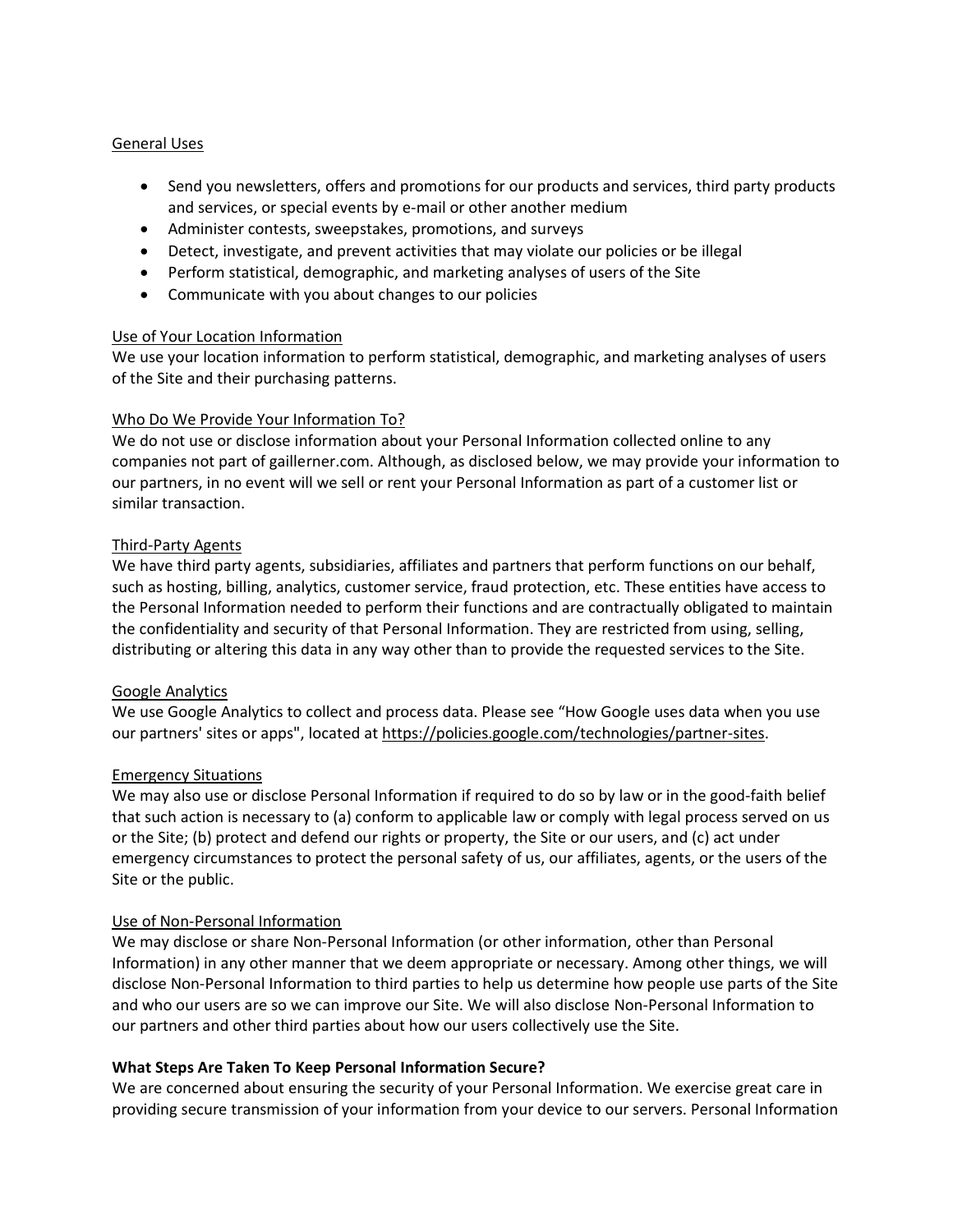General Uses

- Send you newsletters, offers and promotions for our products and services, third party products and services, or special events by e-mail or other another medium
- Administer contests, sweepstakes, promotions, and surveys
- Detect, investigate, and prevent activities that may violate our policies or be illegal
- Perform statistical, demographic, and marketing analyses of users of the Site
- Communicate with you about changes to our policies

Use of Your Location Information

We use your location information to perform statistical, demographic, and marketing analyses of users of the Site and their purchasing patterns.

Who Do We Provide Your Information To?

We do not use or disclose information about your Personal Information collected online to any companies not part of gaillerner.com. Although, as disclosed below, we may provide your information to our partners, in no event will we sell or rent your Personal Information as part of a customer list or similar transaction.

Third-Party Agents

We have third party agents, subsidiaries, affiliates and partners that perform functions on our behalf, such as hosting, billing, analytics, customer service, fraud protection, etc. These entities have access to the Personal Information needed to perform their functions and are contractually obligated to maintain the confidentiality and security of that Personal Information. They are restricted from using, selling, distributing or altering this data in any way other than to provide the requested services to the Site.

Google Analytics

We use Google Analytics to collect and process data. Please see "How Google uses data when you use our partners' sites or apps", located at https://policies.google.com/technologies/partner-sites.

Emergency Situations

We may also use or disclose Personal Information if required to do so by law or in the good-faith belief that such action is necessary to (a) conform to applicable law or comply with legal process served on us or the Site; (b) protect and defend our rights or property, the Site or our users, and (c) act under emergency circumstances to protect the personal safety of us, our affiliates, agents, or the users of the Site or the public.

Use of Non-Personal Information

We may disclose or share Non-Personal Information (or other information, other than Personal Information) in any other manner that we deem appropriate or necessary. Among other things, we will disclose Non-Personal Information to third parties to help us determine how people use parts of the Site and who our users are so we can improve our Site. We will also disclose Non-Personal Information to our partners and other third parties about how our users collectively use the Site.

**What Steps Are Taken To Keep Personal Information Secure?**

We are concerned about ensuring the security of your Personal Information. We exercise great care in providing secure transmission of your information from your device to our servers. Personal Information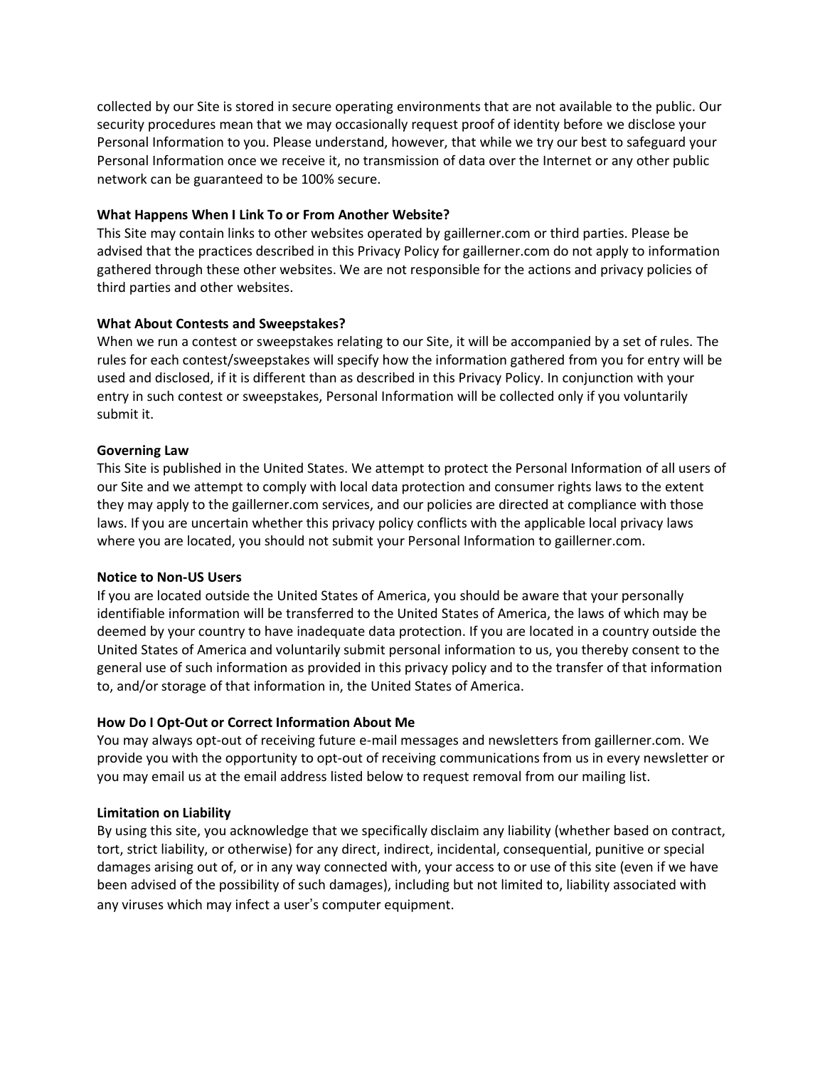collected by our Site is stored in secure operating environments that are not available to the public. Our security procedures mean that we may occasionally request proof of identity before we disclose your Personal Information to you. Please understand, however, that while we try our best to safeguard your Personal Information once we receive it, no transmission of data over the Internet or any other public network can be guaranteed to be 100% secure.

**What Happens When I Link To or From Another Website?**

This Site may contain links to other websites operated by gaillerner.com or third parties. Please be advised that the practices described in this Privacy Policy for gaillerner.com do not apply to information gathered through these other websites. We are not responsible for the actions and privacy policies of third parties and other websites.

**What About Contests and Sweepstakes?**

When we run a contest or sweepstakes relating to our Site, it will be accompanied by a set of rules. The rules for each contest/sweepstakes will specify how the information gathered from you for entry will be used and disclosed, if it is different than as described in this Privacy Policy. In conjunction with your entry in such contest or sweepstakes, Personal Information will be collected only if you voluntarily submit it.

**Governing Law**

This Site is published in the United States. We attempt to protect the Personal Information of all users of our Site and we attempt to comply with local data protection and consumer rights laws to the extent they may apply to the gaillerner.com services, and our policies are directed at compliance with those laws. If you are uncertain whether this privacy policy conflicts with the applicable local privacy laws where you are located, you should not submit your Personal Information to gaillerner.com.

**Notice to Non-US Users**

If you are located outside the United States of America, you should be aware that your personally identifiable information will be transferred to the United States of America, the laws of which may be deemed by your country to have inadequate data protection. If you are located in a country outside the United States of America and voluntarily submit personal information to us, you thereby consent to the general use of such information as provided in this privacy policy and to the transfer of that information to, and/or storage of that information in, the United States of America.

**How Do I Opt-Out or Correct Information About Me**

You may always opt-out of receiving future e-mail messages and newsletters from gaillerner.com. We provide you with the opportunity to opt-out of receiving communications from us in every newsletter or you may email us at the email address listed below to request removal from our mailing list.

**Limitation on Liability**

By using this site, you acknowledge that we specifically disclaim any liability (whether based on contract, tort, strict liability, or otherwise) for any direct, indirect, incidental, consequential, punitive or special damages arising out of, or in any way connected with, your access to or use of this site (even if we have been advised of the possibility of such damages), including but not limited to, liability associated with any viruses which may infect a user's computer equipment.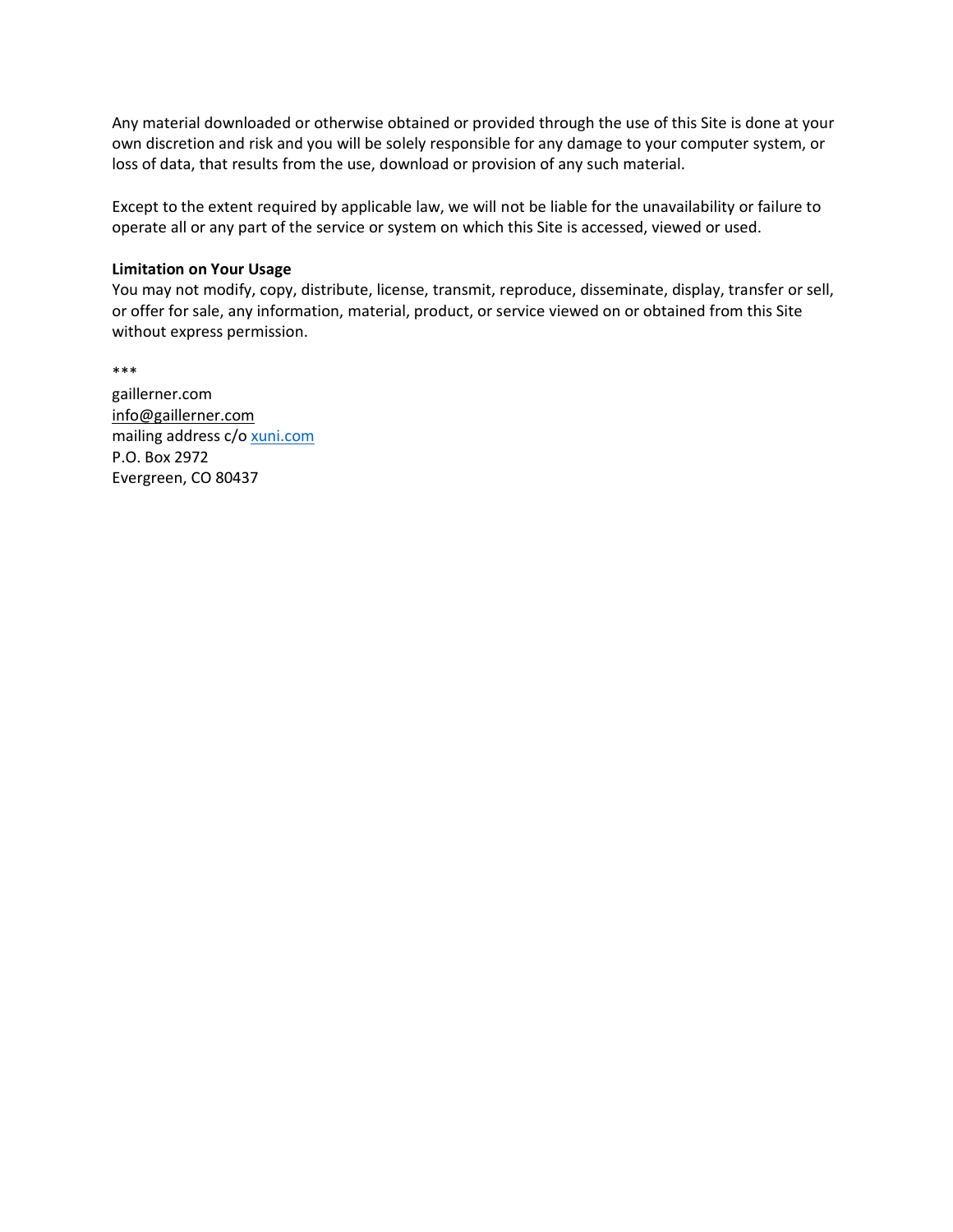Any material downloaded or otherwise obtained or provided through the use of this Site is done at your own discretion and risk and you will be solely responsible for any damage to your computer system, or loss of data, that results from the use, download or provision of any such material.

Except to the extent required by applicable law, we will not be liable for the unavailability or failure to operate all or any part of the service or system on which this Site is accessed, viewed or used.

**Limitation on Your Usage**
You may not modify, copy, distribute, license, transmit, reproduce, disseminate, display, transfer or sell, or offer for sale, any information, material, product, or service viewed on or obtained from this Site without express permission.

***
gaillerner.com
info@gaillerner.com
mailing address c/o xuni.com
P.O. Box 2972
Evergreen, CO 80437